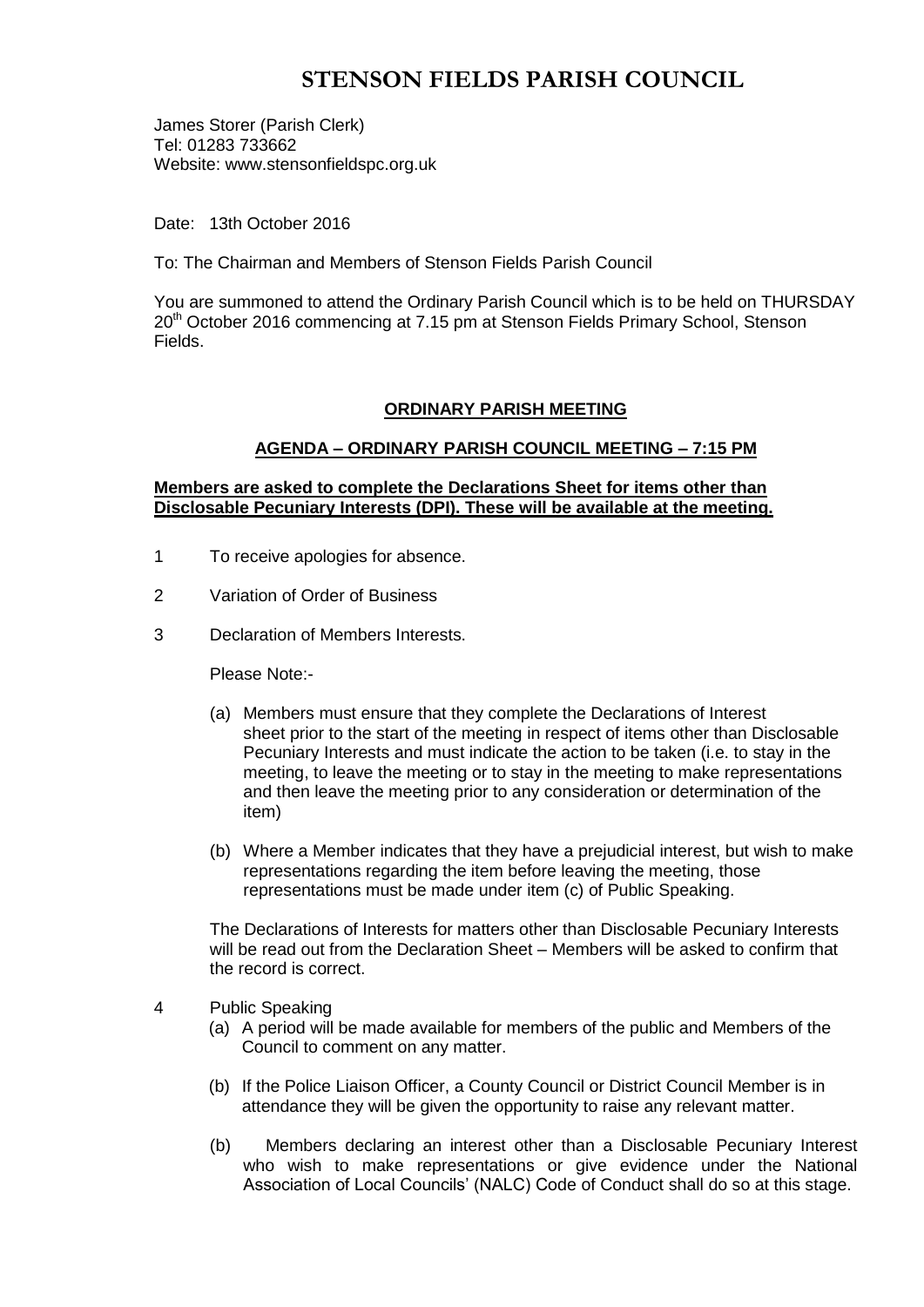# STENSON FIELDS PARISH COUNCIL

James Storer (Parish Clerk)
Tel: 01283 733662
Website: www.stensonfieldspc.org.uk

Date: 13th October 2016

To: The Chairman and Members of Stenson Fields Parish Council

You are summoned to attend the Ordinary Parish Council which is to be held on THURSDAY 20th October 2016 commencing at 7.15 pm at Stenson Fields Primary School, Stenson Fields.

## ORDINARY PARISH MEETING

### AGENDA – ORDINARY PARISH COUNCIL MEETING – 7:15 PM

**Members are asked to complete the Declarations Sheet for items other than Disclosable Pecuniary Interests (DPI). These will be available at the meeting.**

1 To receive apologies for absence.

2 Variation of Order of Business

3 Declaration of Members Interests.

Please Note:-

(a) Members must ensure that they complete the Declarations of Interest sheet prior to the start of the meeting in respect of items other than Disclosable Pecuniary Interests and must indicate the action to be taken (i.e. to stay in the meeting, to leave the meeting or to stay in the meeting to make representations and then leave the meeting prior to any consideration or determination of the item)

(b) Where a Member indicates that they have a prejudicial interest, but wish to make representations regarding the item before leaving the meeting, those representations must be made under item (c) of Public Speaking.

The Declarations of Interests for matters other than Disclosable Pecuniary Interests will be read out from the Declaration Sheet – Members will be asked to confirm that the record is correct.

4 Public Speaking

(a) A period will be made available for members of the public and Members of the Council to comment on any matter.

(b) If the Police Liaison Officer, a County Council or District Council Member is in attendance they will be given the opportunity to raise any relevant matter.

(b) Members declaring an interest other than a Disclosable Pecuniary Interest who wish to make representations or give evidence under the National Association of Local Councils' (NALC) Code of Conduct shall do so at this stage.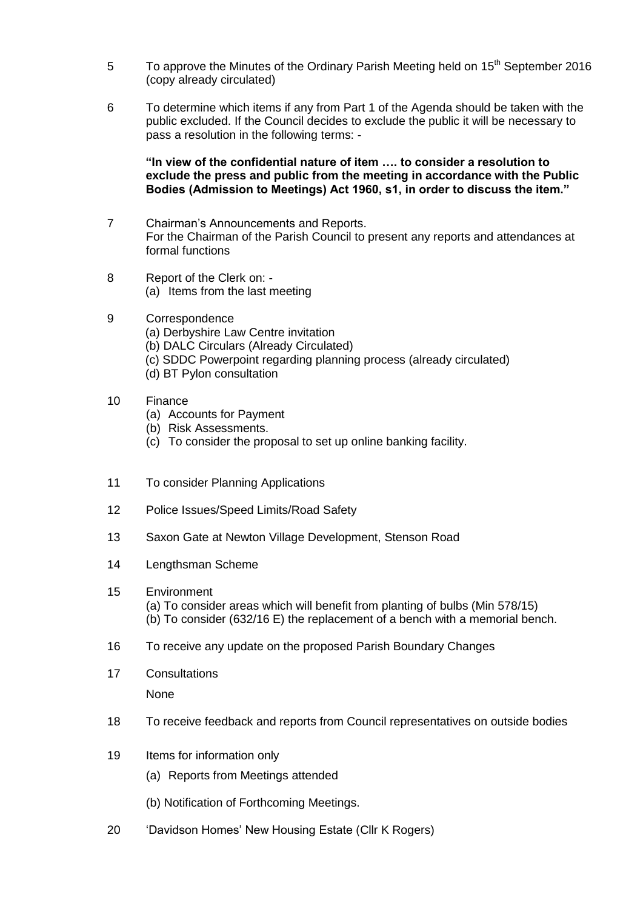5 To approve the Minutes of the Ordinary Parish Meeting held on 15th September 2016 (copy already circulated)

6 To determine which items if any from Part 1 of the Agenda should be taken with the public excluded. If the Council decides to exclude the public it will be necessary to pass a resolution in the following terms: -

**"In view of the confidential nature of item …. to consider a resolution to exclude the press and public from the meeting in accordance with the Public Bodies (Admission to Meetings) Act 1960, s1, in order to discuss the item."**

7 Chairman's Announcements and Reports.
For the Chairman of the Parish Council to present any reports and attendances at formal functions

8 Report of the Clerk on: -
(a) Items from the last meeting

9 Correspondence
(a) Derbyshire Law Centre invitation
(b) DALC Circulars (Already Circulated)
(c) SDDC Powerpoint regarding planning process (already circulated)
(d) BT Pylon consultation

10 Finance
(a) Accounts for Payment
(b) Risk Assessments.
(c) To consider the proposal to set up online banking facility.

11 To consider Planning Applications

12 Police Issues/Speed Limits/Road Safety

13 Saxon Gate at Newton Village Development, Stenson Road

14 Lengthsman Scheme

15 Environment
(a) To consider areas which will benefit from planting of bulbs (Min 578/15)
(b) To consider (632/16 E) the replacement of a bench with a memorial bench.

16 To receive any update on the proposed Parish Boundary Changes

17 Consultations

None

18 To receive feedback and reports from Council representatives on outside bodies

19 Items for information only
(a) Reports from Meetings attended
(b) Notification of Forthcoming Meetings.

20 'Davidson Homes' New Housing Estate (Cllr K Rogers)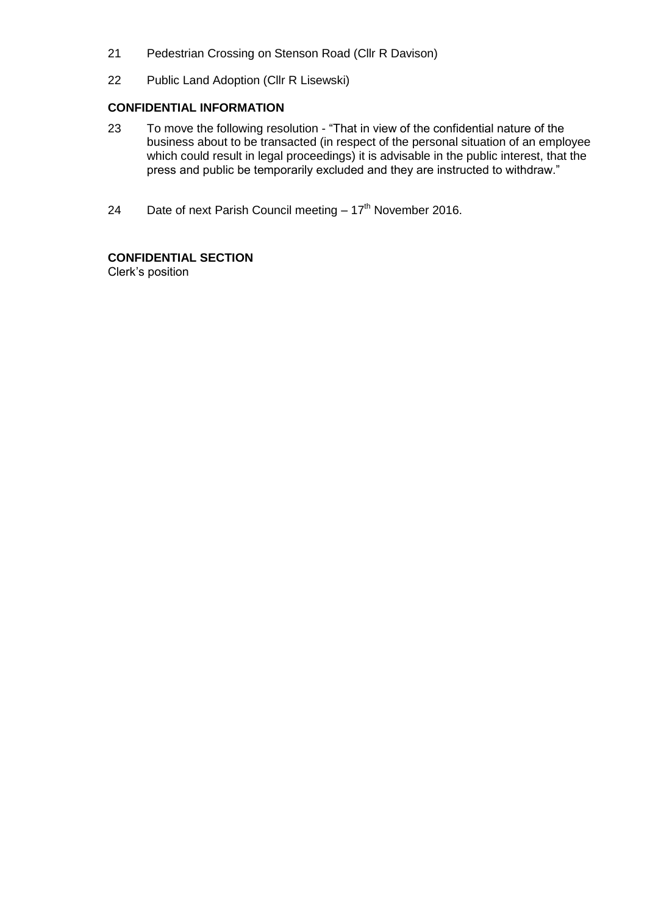21 Pedestrian Crossing on Stenson Road (Cllr R Davison)

22 Public Land Adoption (Cllr R Lisewski)

**CONFIDENTIAL INFORMATION**

23 To move the following resolution - "That in view of the confidential nature of the business about to be transacted (in respect of the personal situation of an employee which could result in legal proceedings) it is advisable in the public interest, that the press and public be temporarily excluded and they are instructed to withdraw."

24 Date of next Parish Council meeting – 17th November 2016.

**CONFIDENTIAL SECTION**

Clerk's position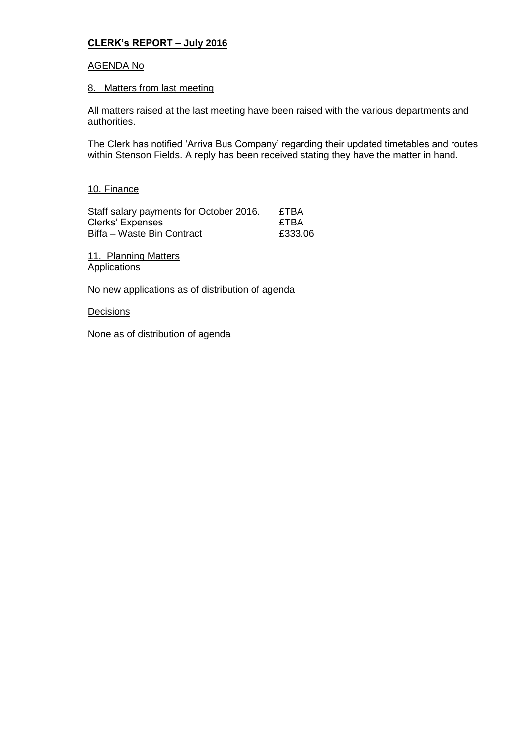## **CLERK's REPORT – July 2016**

AGENDA No

8. Matters from last meeting

All matters raised at the last meeting have been raised with the various departments and authorities.

The Clerk has notified 'Arriva Bus Company' regarding their updated timetables and routes within Stenson Fields. A reply has been received stating they have the matter in hand.

10. Finance

| | |
|---|---|
| Staff salary payments for October 2016. | £TBA |
| Clerks' Expenses | £TBA |
| Biffa – Waste Bin Contract | £333.06 |

11. Planning Matters
Applications

No new applications as of distribution of agenda

Decisions

None as of distribution of agenda